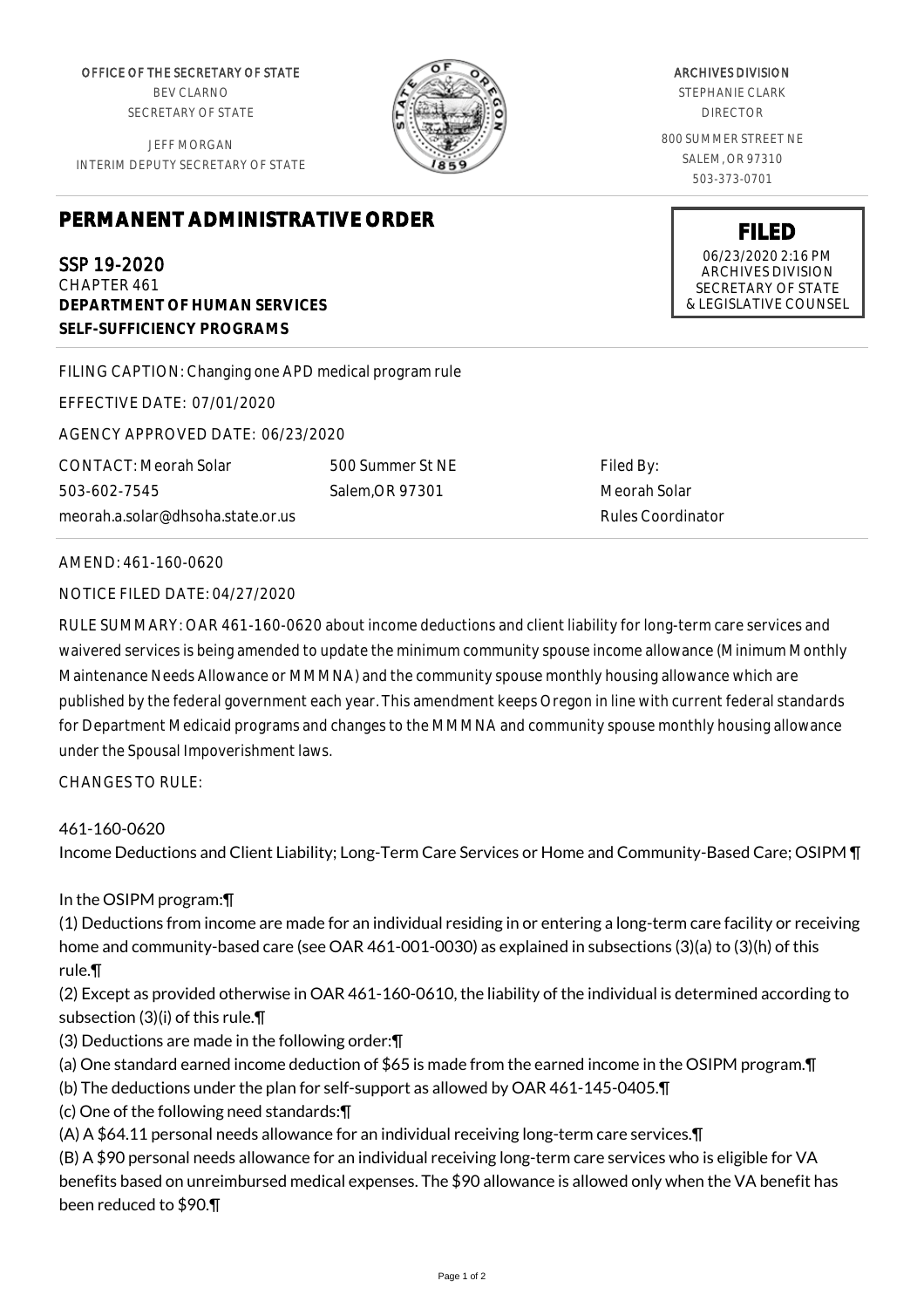OFFICE OF THE SECRETARY OF STATE
BEV CLARNO
SECRETARY OF STATE

JEFF MORGAN
INTERIM DEPUTY SECRETARY OF STATE

ARCHIVES DIVISION
STEPHANIE CLARK
DIRECTOR

800 SUMMER STREET NE
SALEM, OR 97310
503-373-0701

**FILED**
06/23/2020 2:16 PM
ARCHIVES DIVISION
SECRETARY OF STATE
& LEGISLATIVE COUNSEL

# PERMANENT ADMINISTRATIVE ORDER

SSP 19-2020
CHAPTER 461
**DEPARTMENT OF HUMAN SERVICES**
**SELF-SUFFICIENCY PROGRAMS**

FILING CAPTION: Changing one APD medical program rule

EFFECTIVE DATE: 07/01/2020

AGENCY APPROVED DATE: 06/23/2020

CONTACT: Meorah Solar
503-602-7545
meorah.a.solar@dhsoha.state.or.us

500 Summer St NE
Salem,OR 97301

Filed By:
Meorah Solar
Rules Coordinator

AMEND: 461-160-0620

NOTICE FILED DATE: 04/27/2020

RULE SUMMARY: OAR 461-160-0620 about income deductions and client liability for long-term care services and waivered services is being amended to update the minimum community spouse income allowance (Minimum Monthly Maintenance Needs Allowance or MMMNA) and the community spouse monthly housing allowance which are published by the federal government each year. This amendment keeps Oregon in line with current federal standards for Department Medicaid programs and changes to the MMMNA and community spouse monthly housing allowance under the Spousal Impoverishment laws.

CHANGES TO RULE:

461-160-0620
Income Deductions and Client Liability; Long-Term Care Services or Home and Community-Based Care; OSIPM ¶

In the OSIPM program:¶
(1) Deductions from income are made for an individual residing in or entering a long-term care facility or receiving home and community-based care (see OAR 461-001-0030) as explained in subsections (3)(a) to (3)(h) of this rule.¶
(2) Except as provided otherwise in OAR 461-160-0610, the liability of the individual is determined according to subsection (3)(i) of this rule.¶
(3) Deductions are made in the following order:¶
(a) One standard earned income deduction of $65 is made from the earned income in the OSIPM program.¶
(b) The deductions under the plan for self-support as allowed by OAR 461-145-0405.¶
(c) One of the following need standards:¶
(A) A $64.11 personal needs allowance for an individual receiving long-term care services.¶
(B) A $90 personal needs allowance for an individual receiving long-term care services who is eligible for VA benefits based on unreimbursed medical expenses. The $90 allowance is allowed only when the VA benefit has been reduced to $90.¶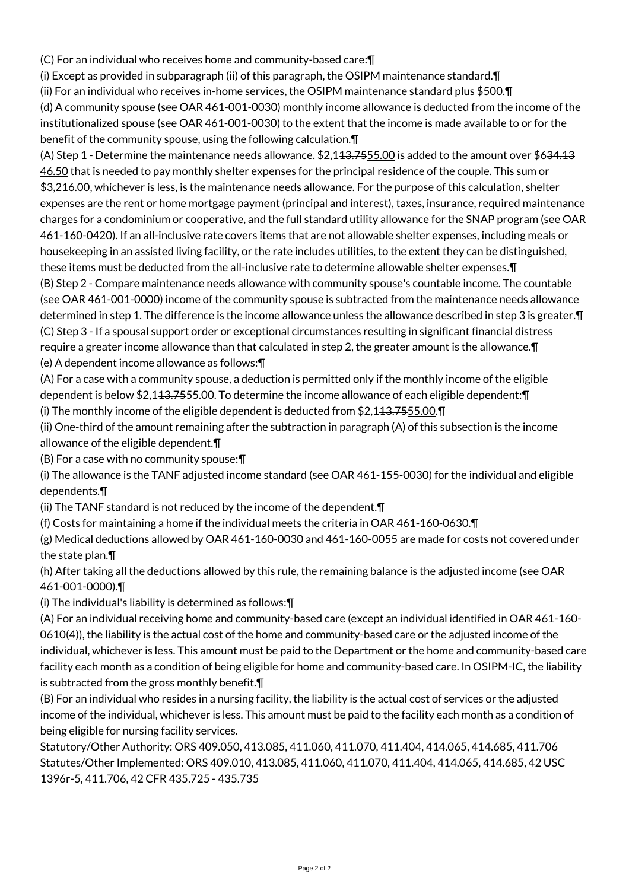(C) For an individual who receives home and community-based care:¶

(i) Except as provided in subparagraph (ii) of this paragraph, the OSIPM maintenance standard.¶

(ii) For an individual who receives in-home services, the OSIPM maintenance standard plus $500.¶

(d) A community spouse (see OAR 461-001-0030) monthly income allowance is deducted from the income of the institutionalized spouse (see OAR 461-001-0030) to the extent that the income is made available to or for the benefit of the community spouse, using the following calculation.¶

(A) Step 1 - Determine the maintenance needs allowance. $2,1~~13.75~~55.00 is added to the amount over $6~~34.13~~46.50 that is needed to pay monthly shelter expenses for the principal residence of the couple. This sum or $3,216.00, whichever is less, is the maintenance needs allowance. For the purpose of this calculation, shelter expenses are the rent or home mortgage payment (principal and interest), taxes, insurance, required maintenance charges for a condominium or cooperative, and the full standard utility allowance for the SNAP program (see OAR 461-160-0420). If an all-inclusive rate covers items that are not allowable shelter expenses, including meals or housekeeping in an assisted living facility, or the rate includes utilities, to the extent they can be distinguished, these items must be deducted from the all-inclusive rate to determine allowable shelter expenses.¶

(B) Step 2 - Compare maintenance needs allowance with community spouse's countable income. The countable (see OAR 461-001-0000) income of the community spouse is subtracted from the maintenance needs allowance determined in step 1. The difference is the income allowance unless the allowance described in step 3 is greater.¶

(C) Step 3 - If a spousal support order or exceptional circumstances resulting in significant financial distress require a greater income allowance than that calculated in step 2, the greater amount is the allowance.¶

(e) A dependent income allowance as follows:¶

(A) For a case with a community spouse, a deduction is permitted only if the monthly income of the eligible dependent is below $2,1~~13.75~~55.00. To determine the income allowance of each eligible dependent:¶

(i) The monthly income of the eligible dependent is deducted from $2,1~~13.75~~55.00.¶

(ii) One-third of the amount remaining after the subtraction in paragraph (A) of this subsection is the income allowance of the eligible dependent.¶

(B) For a case with no community spouse:¶

(i) The allowance is the TANF adjusted income standard (see OAR 461-155-0030) for the individual and eligible dependents.¶

(ii) The TANF standard is not reduced by the income of the dependent.¶

(f) Costs for maintaining a home if the individual meets the criteria in OAR 461-160-0630.¶

(g) Medical deductions allowed by OAR 461-160-0030 and 461-160-0055 are made for costs not covered under the state plan.¶

(h) After taking all the deductions allowed by this rule, the remaining balance is the adjusted income (see OAR 461-001-0000).¶

(i) The individual's liability is determined as follows:¶

(A) For an individual receiving home and community-based care (except an individual identified in OAR 461-160-0610(4)), the liability is the actual cost of the home and community-based care or the adjusted income of the individual, whichever is less. This amount must be paid to the Department or the home and community-based care facility each month as a condition of being eligible for home and community-based care. In OSIPM-IC, the liability is subtracted from the gross monthly benefit.¶

(B) For an individual who resides in a nursing facility, the liability is the actual cost of services or the adjusted income of the individual, whichever is less. This amount must be paid to the facility each month as a condition of being eligible for nursing facility services.

Statutory/Other Authority: ORS 409.050, 413.085, 411.060, 411.070, 411.404, 414.065, 414.685, 411.706
Statutes/Other Implemented: ORS 409.010, 413.085, 411.060, 411.070, 411.404, 414.065, 414.685, 42 USC 1396r-5, 411.706, 42 CFR 435.725 - 435.735